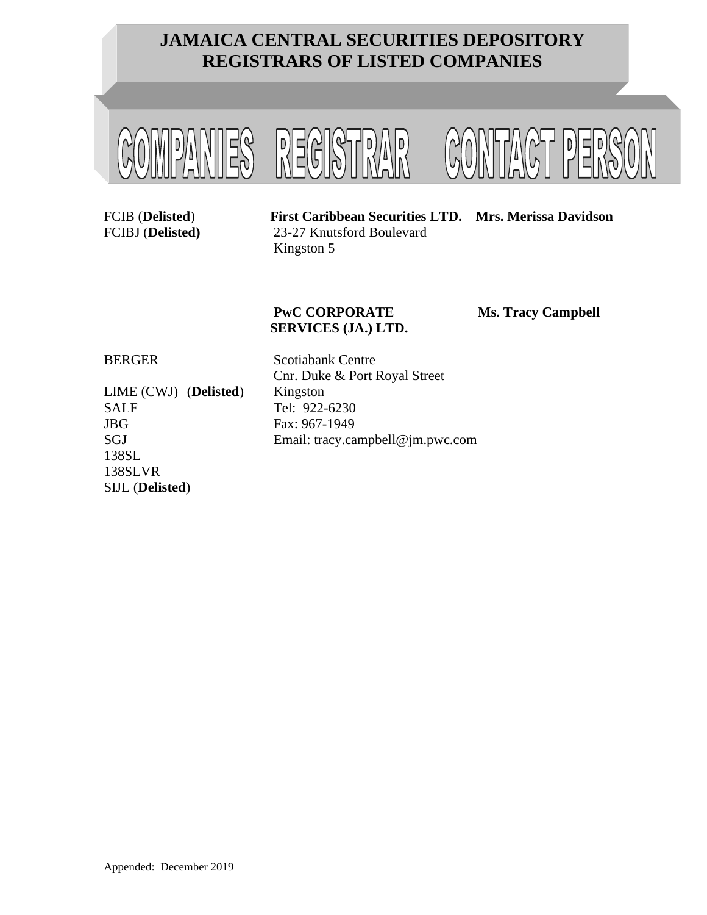# JAMAICA CENTRAL SECURITIES DEPOSITORY
# REGISTRARS OF LISTED COMPANIES

| COMPANIES | REGISTRAR | CONTACT PERSON |
|---|---|---|
| FCIB (**Delisted**)<br>FCIBJ (**Delisted)** | **First Caribbean Securities LTD.**<br>23-27 Knutsford Boulevard<br>Kingston 5 | **Mrs. Merissa Davidson** |
| BERGER<br>LIME (CWJ) (**Delisted**)<br>SALF<br>JBG<br>SGJ<br>138SL<br>138SLVR<br>SIJL (**Delisted**) | **PwC CORPORATE SERVICES (JA.) LTD.**<br>Scotiabank Centre<br>Cnr. Duke & Port Royal Street<br>Kingston<br>Tel: 922-6230<br>Fax: 967-1949<br>Email: tracy.campbell@jm.pwc.com | **Ms. Tracy Campbell** |

Appended: December 2019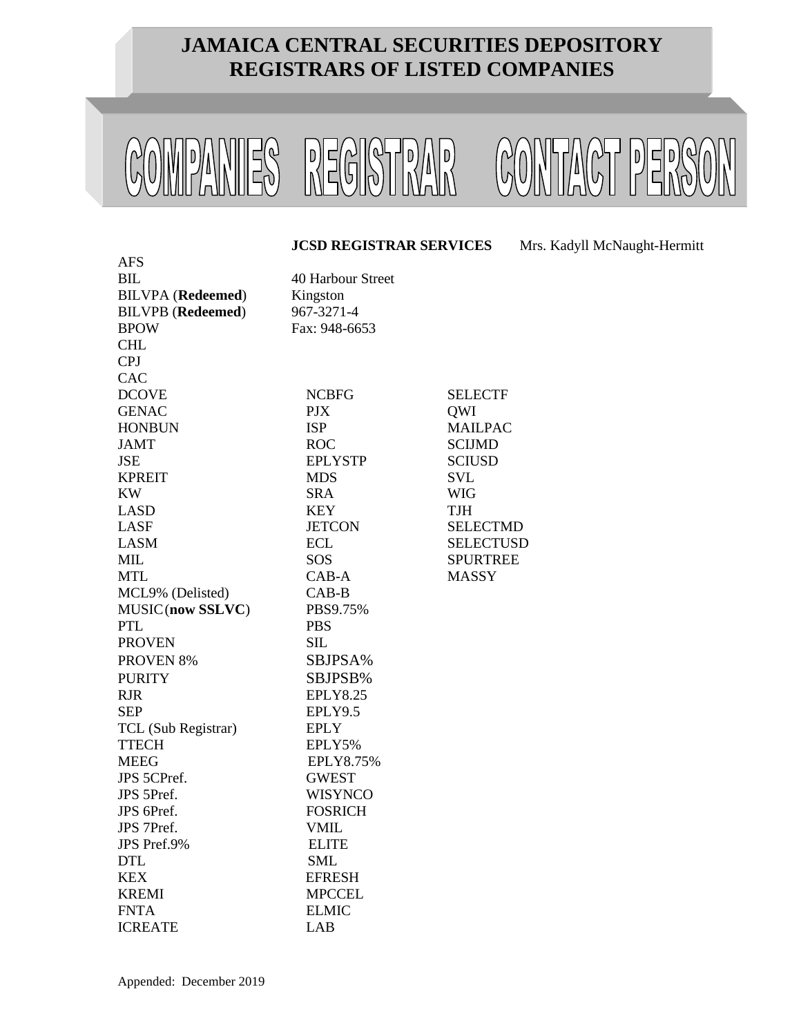# JAMAICA CENTRAL SECURITIES DEPOSITORY REGISTRARS OF LISTED COMPANIES

| COMPANIES | REGISTRAR | CONTACT PERSON |
| --- | --- | --- |
| | **JCSD REGISTRAR SERVICES** | Mrs. Kadyll McNaught-Hermitt |
| AFS | | |
| BIL | 40 Harbour Street | |
| BILVPA (**Redeemed**) | Kingston | |
| BILVPB (**Redeemed**) | 967-3271-4 | |
| BPOW | Fax: 948-6653 | |
| CHL | | |
| CPJ | | |
| CAC | | |

| | | |
| --- | --- | --- |
| DCOVE | NCBFG | SELECTF |
| GENAC | PJX | QWI |
| HONBUN | ISP | MAILPAC |
| JAMT | ROC | SCIJMD |
| JSE | EPLYSTP | SCIUSD |
| KPREIT | MDS | SVL |
| KW | SRA | WIG |
| LASD | KEY | TJH |
| LASF | JETCON | SELECTMD |
| LASM | ECL | SELECTUSD |
| MIL | SOS | SPURTREE |
| MTL | CAB-A | MASSY |
| MCL9% (Delisted) | CAB-B | |
| MUSIC (**now SSLVC**) | PBS9.75% | |
| PTL | PBS | |
| PROVEN | SIL | |
| PROVEN 8% | SBJPSA% | |
| PURITY | SBJPSB% | |
| RJR | EPLY8.25 | |
| SEP | EPLY9.5 | |
| TCL (Sub Registrar) | EPLY | |
| TTECH | EPLY5% | |
| MEEG | EPLY8.75% | |
| JPS 5CPref. | GWEST | |
| JPS 5Pref. | WISYNCO | |
| JPS 6Pref. | FOSRICH | |
| JPS 7Pref. | VMIL | |
| JPS Pref.9% | ELITE | |
| DTL | SML | |
| KEX | EFRESH | |
| KREMI | MPCCEL | |
| FNTA | ELMIC | |
| ICREATE | LAB | |

Appended: December 2019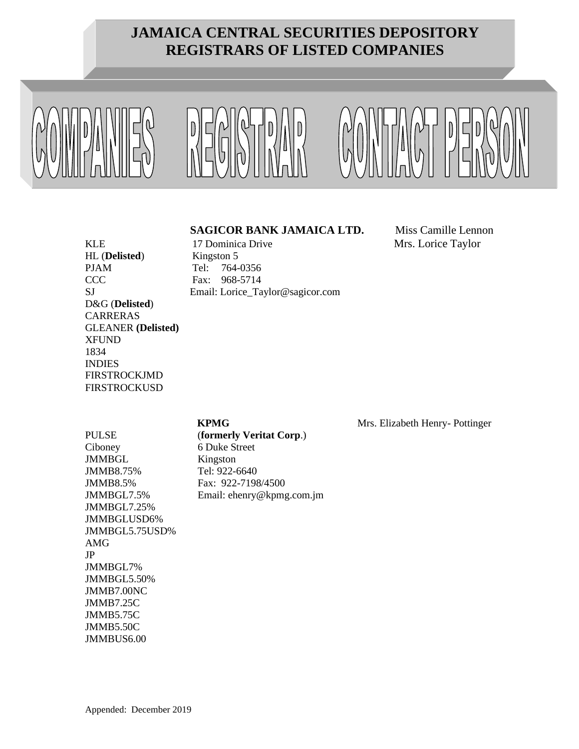# JAMAICA CENTRAL SECURITIES DEPOSITORY
# REGISTRARS OF LISTED COMPANIES

| COMPANIES | REGISTRAR | CONTACT PERSON |
|---|---|---|
| KLE<br>HL (**Delisted**)<br>PJAM<br>CCC<br>SJ<br>D&G (**Delisted**)<br>CARRERAS<br>GLEANER **(Delisted)**<br>XFUND<br>1834<br>INDIES<br>FIRSTROCKJMD<br>FIRSTROCKUSD | **SAGICOR BANK JAMAICA LTD.**<br>17 Dominica Drive<br>Kingston 5<br>Tel: 764-0356<br>Fax: 968-5714<br>Email: Lorice_Taylor@sagicor.com | Miss Camille Lennon<br>Mrs. Lorice Taylor |
| PULSE<br>Ciboney<br>JMMBGL<br>JMMB8.75%<br>JMMB8.5%<br>JMMBGL7.5%<br>JMMBGL7.25%<br>JMMBGLUSD6%<br>JMMBGL5.75USD%<br>AMG<br>JP<br>JMMBGL7%<br>JMMBGL5.50%<br>JMMB7.00NC<br>JMMB7.25C<br>JMMB5.75C<br>JMMB5.50C<br>JMMBUS6.00 | **KPMG**<br>(**formerly Veritat Corp**.)<br>6 Duke Street<br>Kingston<br>Tel: 922-6640<br>Fax: 922-7198/4500<br>Email: ehenry@kpmg.com.jm | Mrs. Elizabeth Henry- Pottinger |

Appended: December 2019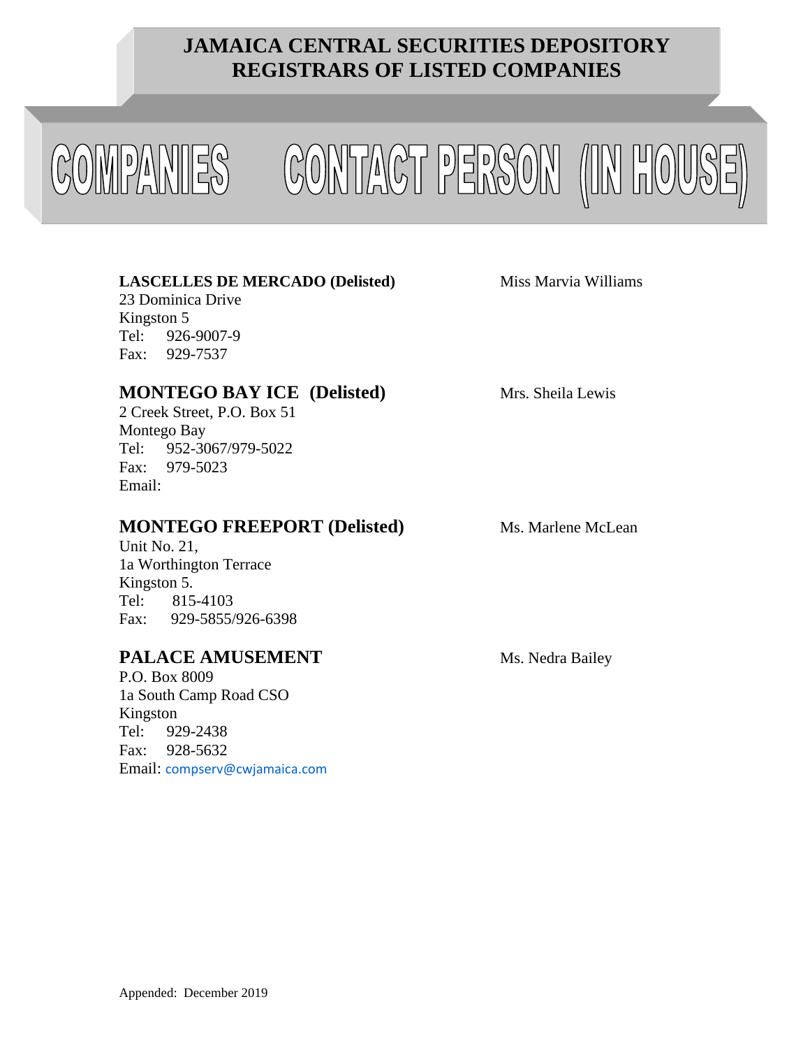# JAMAICA CENTRAL SECURITIES DEPOSITORY
# REGISTRARS OF LISTED COMPANIES

| COMPANIES | CONTACT PERSON (IN HOUSE) |
| --- | --- |
| **LASCELLES DE MERCADO (Delisted)**<br>23 Dominica Drive<br>Kingston 5<br>Tel: 926-9007-9<br>Fax: 929-7537 | Miss Marvia Williams |
| **MONTEGO BAY ICE (Delisted)**<br>2 Creek Street, P.O. Box 51<br>Montego Bay<br>Tel: 952-3067/979-5022<br>Fax: 979-5023<br>Email: | Mrs. Sheila Lewis |
| **MONTEGO FREEPORT (Delisted)**<br>Unit No. 21,<br>1a Worthington Terrace<br>Kingston 5.<br>Tel: 815-4103<br>Fax: 929-5855/926-6398 | Ms. Marlene McLean |
| **PALACE AMUSEMENT**<br>P.O. Box 8009<br>1a South Camp Road CSO<br>Kingston<br>Tel: 929-2438<br>Fax: 928-5632<br>Email: compserv@cwjamaica.com | Ms. Nedra Bailey |

Appended: December 2019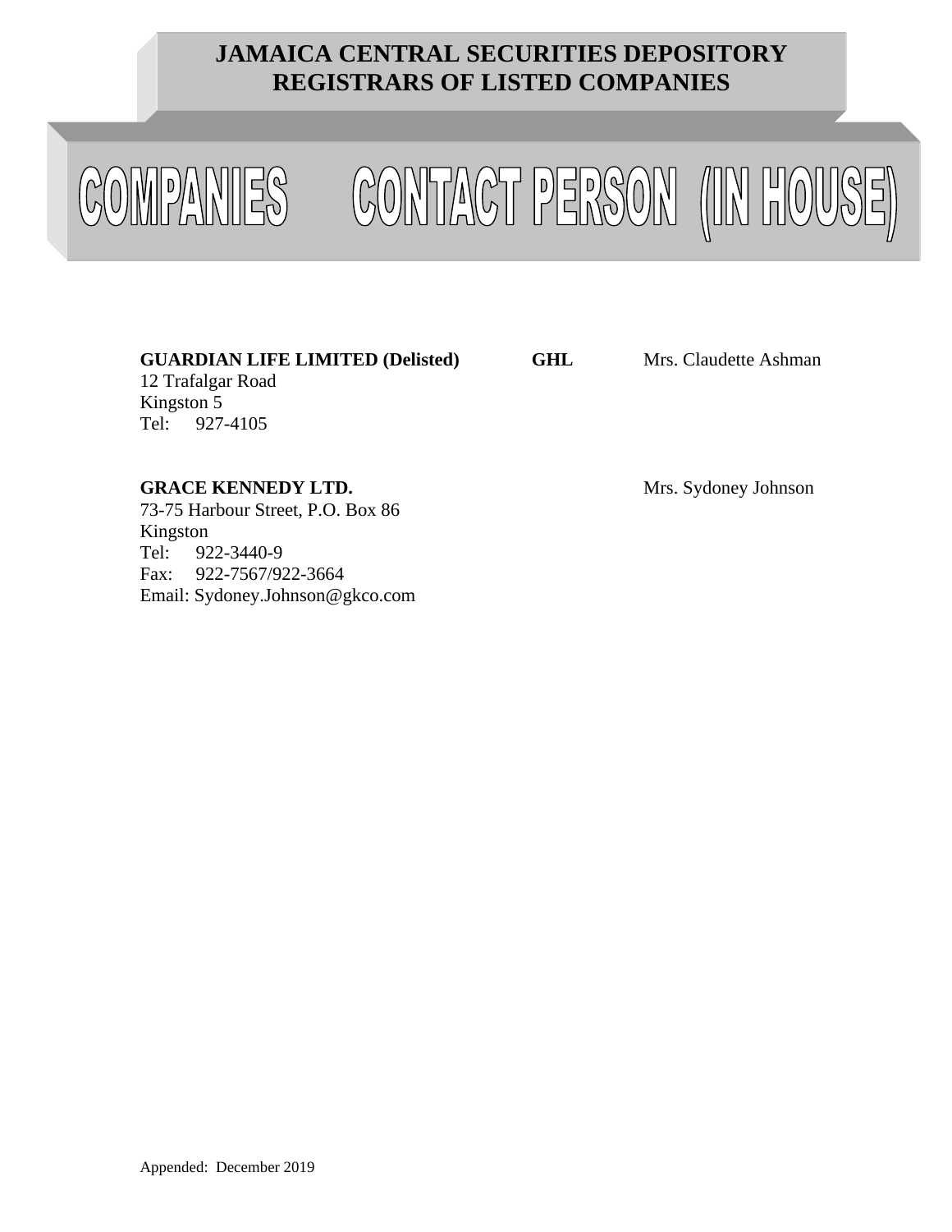# JAMAICA CENTRAL SECURITIES DEPOSITORY REGISTRARS OF LISTED COMPANIES

## COMPANIES CONTACT PERSON (IN HOUSE)

**GUARDIAN LIFE LIMITED (Delisted)** **GHL** Mrs. Claudette Ashman
12 Trafalgar Road
Kingston 5
Tel: 927-4105

**GRACE KENNEDY LTD.** Mrs. Sydoney Johnson
73-75 Harbour Street, P.O. Box 86
Kingston
Tel: 922-3440-9
Fax: 922-7567/922-3664
Email: Sydoney.Johnson@gkco.com

Appended: December 2019